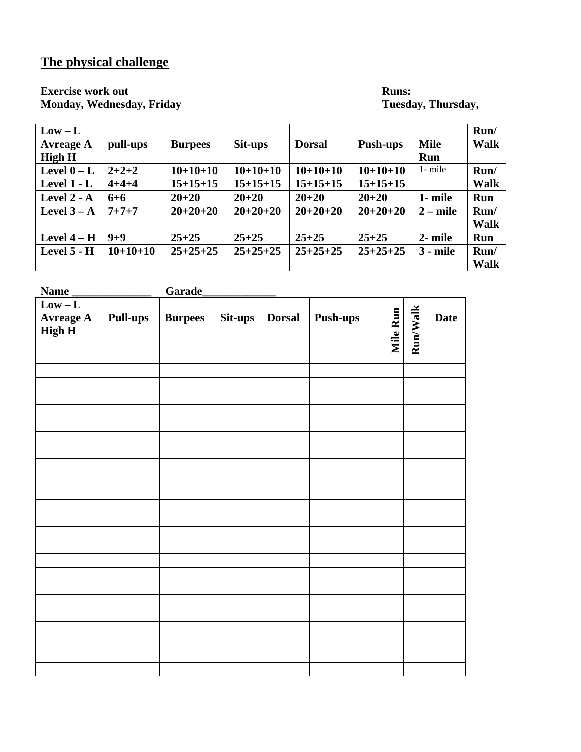# The physical challenge

**Exercise work out**
**Monday, Wednesday, Friday**

**Runs:**
**Tuesday, Thursday,**

| Low – L Avreage A High H | pull-ups | Burpees | Sit-ups | Dorsal | Push-ups | Mile Run | Run/ Walk |
|---|---|---|---|---|---|---|---|
| Level 0 – L | 2+2+2 | 10+10+10 | 10+10+10 | 10+10+10 | 10+10+10 | 1- mile | Run/ Walk |
| Level 1 - L | 4+4+4 | 15+15+15 | 15+15+15 | 15+15+15 | 15+15+15 | | |
| Level 2 - A | 6+6 | 20+20 | 20+20 | 20+20 | 20+20 | 1- mile | Run |
| Level 3 – A | 7+7+7 | 20+20+20 | 20+20+20 | 20+20+20 | 20+20+20 | 2 – mile | Run/ Walk |
| Level 4 – H | 9+9 | 25+25 | 25+25 | 25+25 | 25+25 | 2- mile | Run |
| Level 5 - H | 10+10+10 | 25+25+25 | 25+25+25 | 25+25+25 | 25+25+25 | 3 - mile | Run/ Walk |

**Name _______________ Garade______________**

| Low – L Avreage A High H | Pull-ups | Burpees | Sit-ups | Dorsal | Push-ups | Mile Run | Run/Walk | Date |
|---|---|---|---|---|---|---|---|---|
| | | | | | | | | |
| | | | | | | | | |
| | | | | | | | | |
| | | | | | | | | |
| | | | | | | | | |
| | | | | | | | | |
| | | | | | | | | |
| | | | | | | | | |
| | | | | | | | | |
| | | | | | | | | |
| | | | | | | | | |
| | | | | | | | | |
| | | | | | | | | |
| | | | | | | | | |
| | | | | | | | | |
| | | | | | | | | |
| | | | | | | | | |
| | | | | | | | | |
| | | | | | | | | |
| | | | | | | | | |
| | | | | | | | | |
| | | | | | | | | |
| | | | | | | | | |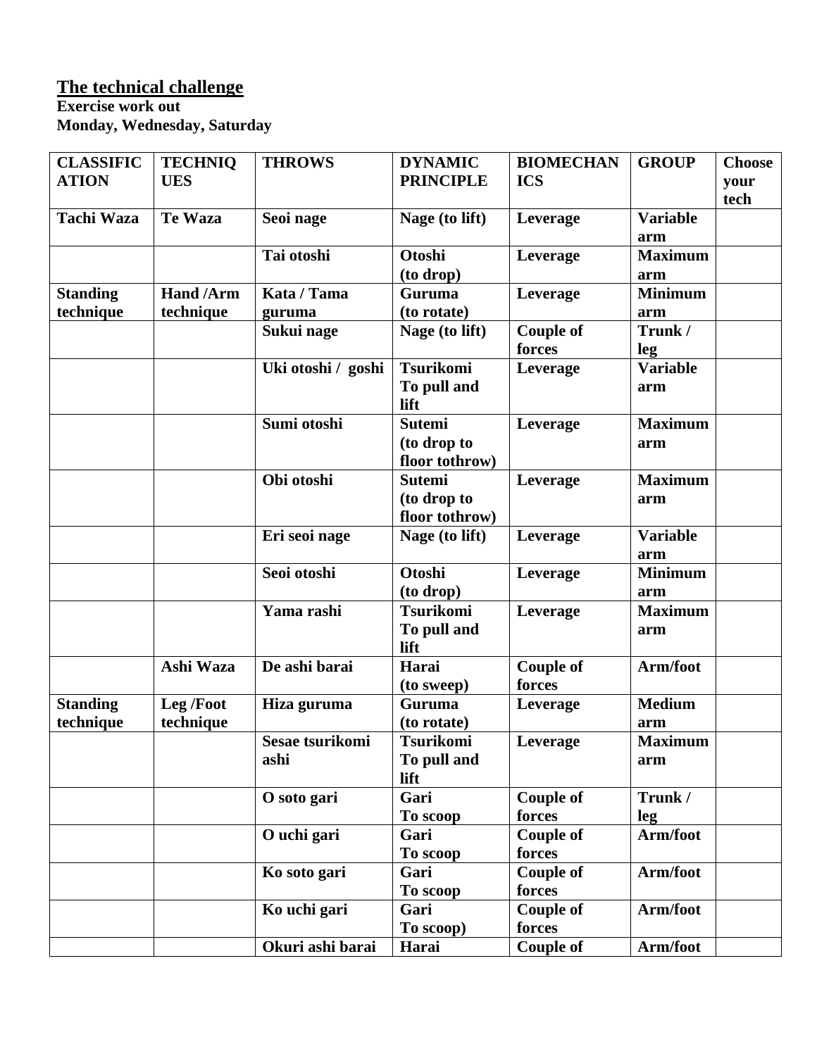## The technical challenge

**Exercise work out**
**Monday, Wednesday, Saturday**

| CLASSIFICATION | TECHNIQUES | THROWS | DYNAMIC PRINCIPLE | BIOMECHANICS | GROUP | Choose your tech |
|---|---|---|---|---|---|---|
| Tachi Waza | Te Waza | Seoi nage | Nage (to lift) | Leverage | Variable arm | |
| | | Tai otoshi | Otoshi (to drop) | Leverage | Maximum arm | |
| Standing technique | Hand /Arm technique | Kata / Tama guruma | Guruma (to rotate) | Leverage | Minimum arm | |
| | | Sukui nage | Nage (to lift) | Couple of forces | Trunk / leg | |
| | | Uki otoshi / goshi | Tsurikomi To pull and lift | Leverage | Variable arm | |
| | | Sumi otoshi | Sutemi (to drop to floor tothrow) | Leverage | Maximum arm | |
| | | Obi otoshi | Sutemi (to drop to floor tothrow) | Leverage | Maximum arm | |
| | | Eri seoi nage | Nage (to lift) | Leverage | Variable arm | |
| | | Seoi otoshi | Otoshi (to drop) | Leverage | Minimum arm | |
| | | Yama rashi | Tsurikomi To pull and lift | Leverage | Maximum arm | |
| | Ashi Waza | De ashi barai | Harai (to sweep) | Couple of forces | Arm/foot | |
| Standing technique | Leg /Foot technique | Hiza guruma | Guruma (to rotate) | Leverage | Medium arm | |
| | | Sesae tsurikomi ashi | Tsurikomi To pull and lift | Leverage | Maximum arm | |
| | | O soto gari | Gari To scoop | Couple of forces | Trunk / leg | |
| | | O uchi gari | Gari To scoop | Couple of forces | Arm/foot | |
| | | Ko soto gari | Gari To scoop | Couple of forces | Arm/foot | |
| | | Ko uchi gari | Gari To scoop) | Couple of forces | Arm/foot | |
| | | Okuri ashi barai | Harai | Couple of | Arm/foot | |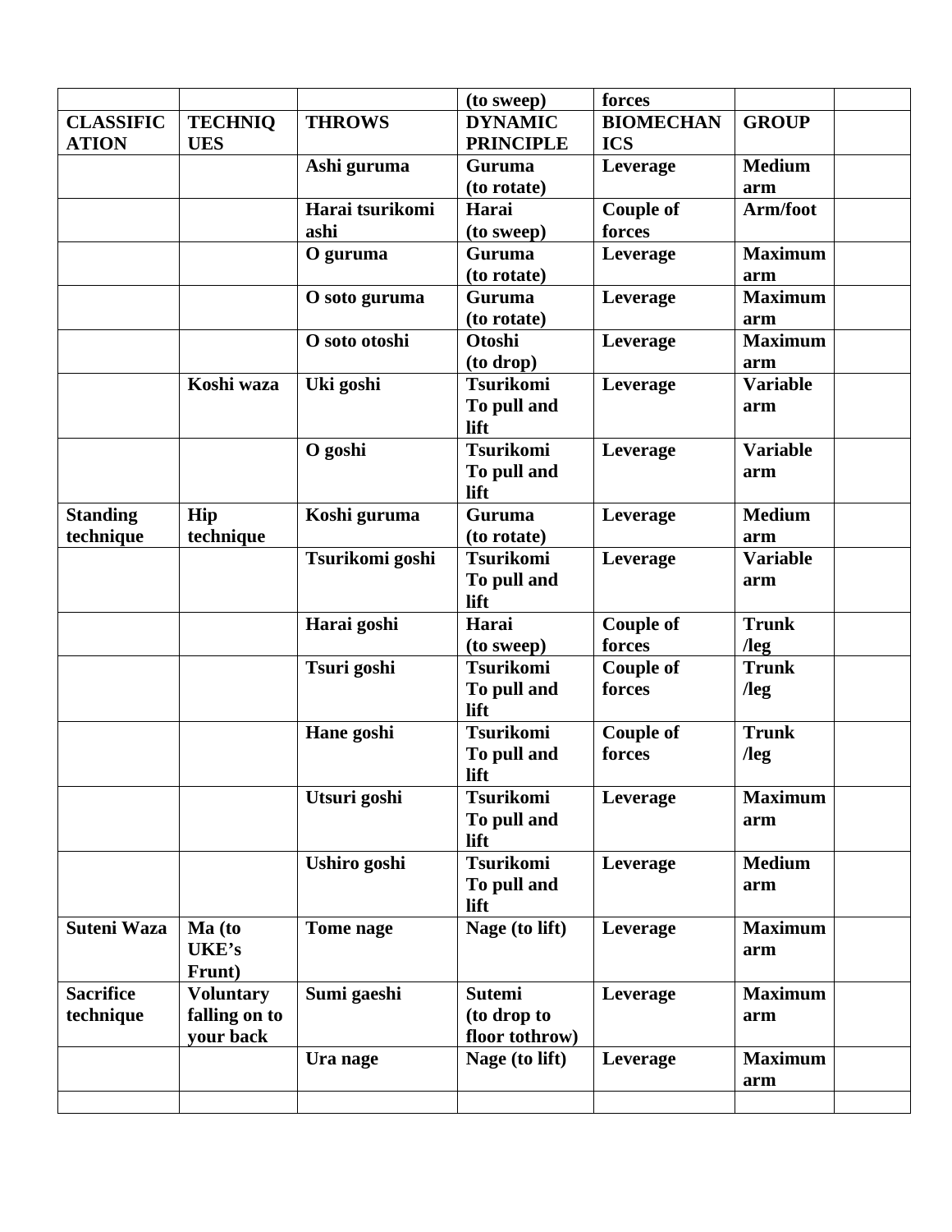|  |  |  | (to sweep) | forces |  |  |
|---|---|---|---|---|---|---|
| **CLASSIFICATION** | **TECHNIQUES** | **THROWS** | **DYNAMIC PRINCIPLE** | **BIOMECHANICS** | **GROUP** |  |
|  |  | **Ashi guruma** | **Guruma (to rotate)** | **Leverage** | **Medium arm** |  |
|  |  | **Harai tsurikomi ashi** | **Harai (to sweep)** | **Couple of forces** | **Arm/foot** |  |
|  |  | **O guruma** | **Guruma (to rotate)** | **Leverage** | **Maximum arm** |  |
|  |  | **O soto guruma** | **Guruma (to rotate)** | **Leverage** | **Maximum arm** |  |
|  |  | **O soto otoshi** | **Otoshi (to drop)** | **Leverage** | **Maximum arm** |  |
|  | **Koshi waza** | **Uki goshi** | **Tsurikomi To pull and lift** | **Leverage** | **Variable arm** |  |
|  |  | **O goshi** | **Tsurikomi To pull and lift** | **Leverage** | **Variable arm** |  |
| **Standing technique** | **Hip technique** | **Koshi guruma** | **Guruma (to rotate)** | **Leverage** | **Medium arm** |  |
|  |  | **Tsurikomi goshi** | **Tsurikomi To pull and lift** | **Leverage** | **Variable arm** |  |
|  |  | **Harai goshi** | **Harai (to sweep)** | **Couple of forces** | **Trunk /leg** |  |
|  |  | **Tsuri goshi** | **Tsurikomi To pull and lift** | **Couple of forces** | **Trunk /leg** |  |
|  |  | **Hane goshi** | **Tsurikomi To pull and lift** | **Couple of forces** | **Trunk /leg** |  |
|  |  | **Utsuri goshi** | **Tsurikomi To pull and lift** | **Leverage** | **Maximum arm** |  |
|  |  | **Ushiro goshi** | **Tsurikomi To pull and lift** | **Leverage** | **Medium arm** |  |
| **Suteni Waza** | **Ma (to UKE's Frunt)** | **Tome nage** | **Nage (to lift)** | **Leverage** | **Maximum arm** |  |
| **Sacrifice technique** | **Voluntary falling on to your back** | **Sumi gaeshi** | **Sutemi (to drop to floor tothrow)** | **Leverage** | **Maximum arm** |  |
|  |  | **Ura nage** | **Nage (to lift)** | **Leverage** | **Maximum arm** |  |
|  |  |  |  |  |  |  |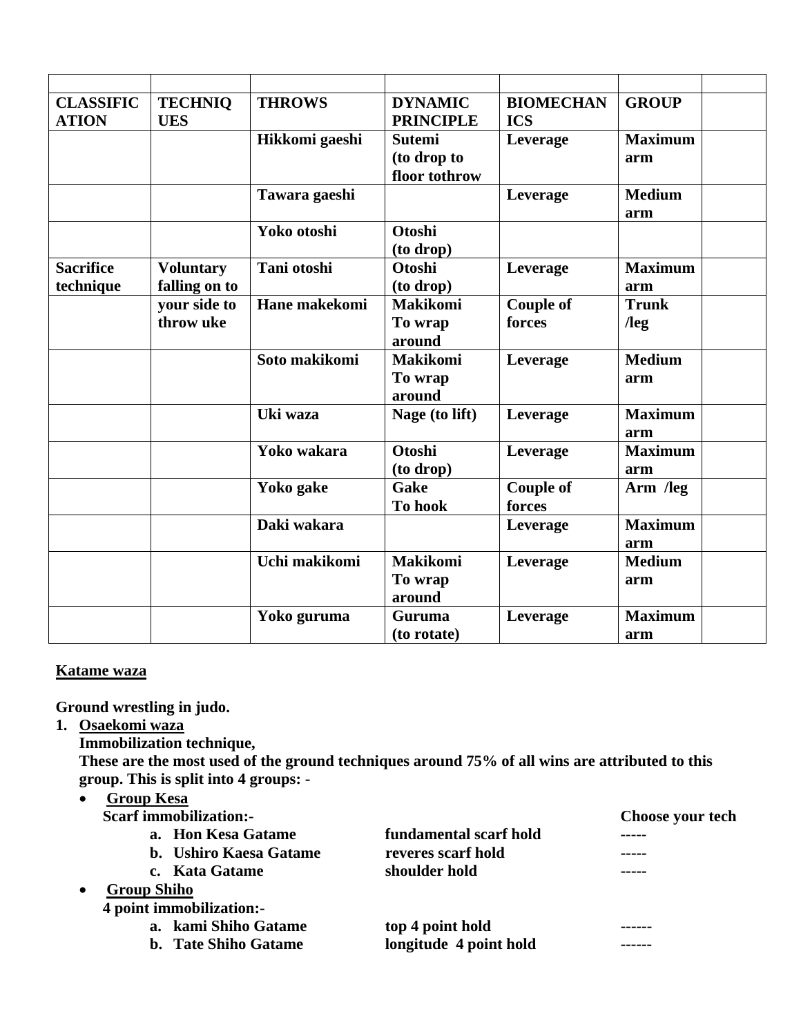| | | | | | | |
|---|---|---|---|---|---|---|
| **CLASSIFICATION** | **TECHNIQUES** | **THROWS** | **DYNAMIC PRINCIPLE** | **BIOMECHANICS** | **GROUP** | |
| | | **Hikkomi gaeshi** | **Sutemi (to drop to floor tothrow** | **Leverage** | **Maximum arm** | |
| | | **Tawara gaeshi** | | **Leverage** | **Medium arm** | |
| | | **Yoko otoshi** | **Otoshi (to drop)** | | | |
| **Sacrifice technique** | **Voluntary falling on to** | **Tani otoshi** | **Otoshi (to drop)** | **Leverage** | **Maximum arm** | |
| | **your side to throw uke** | **Hane makekomi** | **Makikomi To wrap around** | **Couple of forces** | **Trunk /leg** | |
| | | **Soto makikomi** | **Makikomi To wrap around** | **Leverage** | **Medium arm** | |
| | | **Uki waza** | **Nage (to lift)** | **Leverage** | **Maximum arm** | |
| | | **Yoko wakara** | **Otoshi (to drop)** | **Leverage** | **Maximum arm** | |
| | | **Yoko gake** | **Gake To hook** | **Couple of forces** | **Arm /leg** | |
| | | **Daki wakara** | | **Leverage** | **Maximum arm** | |
| | | **Uchi makikomi** | **Makikomi To wrap around** | **Leverage** | **Medium arm** | |
| | | **Yoko guruma** | **Guruma (to rotate)** | **Leverage** | **Maximum arm** | |

**Katame waza**

**Ground wrestling in judo.**

1. **Osaekomi waza**

   **Immobilization technique,**

   **These are the most used of the ground techniques around 75% of all wins are attributed to this group. This is split into 4 groups: -**

   - **Group Kesa**

     **Scarf immobilization:-** **Choose your tech**

     a. **Hon Kesa Gatame** **fundamental scarf hold** -----
     b. **Ushiro Kaesa Gatame** **reveres scarf hold** -----
     c. **Kata Gatame** **shoulder hold** -----

   - **Group Shiho**

     **4 point immobilization:-**

     a. **kami Shiho Gatame** **top 4 point hold** ------
     b. **Tate Shiho Gatame** **longitude 4 point hold** ------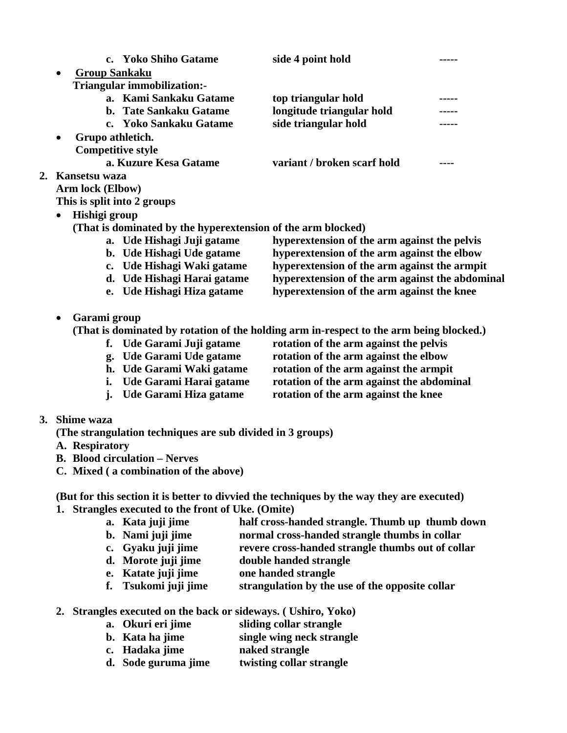c. **Yoko Shiho Gatame** — **side 4 point hold** — -----

- **Group Sankaku**

  **Triangular immobilization:-**

  a. **Kami Sankaku Gatame** — **top triangular hold** — -----
  b. **Tate Sankaku Gatame** — **longitude triangular hold** — -----
  c. **Yoko Sankaku Gatame** — **side triangular hold** — -----

- **Grupo athletich.**

  **Competitive style**

  a. **Kuzure Kesa Gatame** — **variant / broken scarf hold** — ----

**2. Kansetsu waza**

**Arm lock (Elbow)**

**This is split into 2 groups**

- **Hishigi group**

  **(That is dominated by the hyperextension of the arm blocked)**

  a. **Ude Hishagi Juji gatame** — **hyperextension of the arm against the pelvis**
  b. **Ude Hishagi Ude gatame** — **hyperextension of the arm against the elbow**
  c. **Ude Hishagi Waki gatame** — **hyperextension of the arm against the armpit**
  d. **Ude Hishagi Harai gatame** — **hyperextension of the arm against the abdominal**
  e. **Ude Hishagi Hiza gatame** — **hyperextension of the arm against the knee**

- **Garami group**

  **(That is dominated by rotation of the holding arm in-respect to the arm being blocked.)**

  f. **Ude Garami Juji gatame** — **rotation of the arm against the pelvis**
  g. **Ude Garami Ude gatame** — **rotation of the arm against the elbow**
  h. **Ude Garami Waki gatame** — **rotation of the arm against the armpit**
  i. **Ude Garami Harai gatame** — **rotation of the arm against the abdominal**
  j. **Ude Garami Hiza gatame** — **rotation of the arm against the knee**

**3. Shime waza**

**(The strangulation techniques are sub divided in 3 groups)**

**A. Respiratory**
**B. Blood circulation – Nerves**
**C. Mixed ( a combination of the above)**

**(But for this section it is better to divvied the techniques by the way they are executed)**

**1. Strangles executed to the front of Uke. (Omite)**

   a. **Kata juji jime** — **half cross-handed strangle. Thumb up thumb down**
   b. **Nami juji jime** — **normal cross-handed strangle thumbs in collar**
   c. **Gyaku juji jime** — **revere cross-handed strangle thumbs out of collar**
   d. **Morote juji jime** — **double handed strangle**
   e. **Katate juji jime** — **one handed strangle**
   f. **Tsukomi juji jime** — **strangulation by the use of the opposite collar**

**2. Strangles executed on the back or sideways. ( Ushiro, Yoko)**

   a. **Okuri eri jime** — **sliding collar strangle**
   b. **Kata ha jime** — **single wing neck strangle**
   c. **Hadaka jime** — **naked strangle**
   d. **Sode guruma jime** — **twisting collar strangle**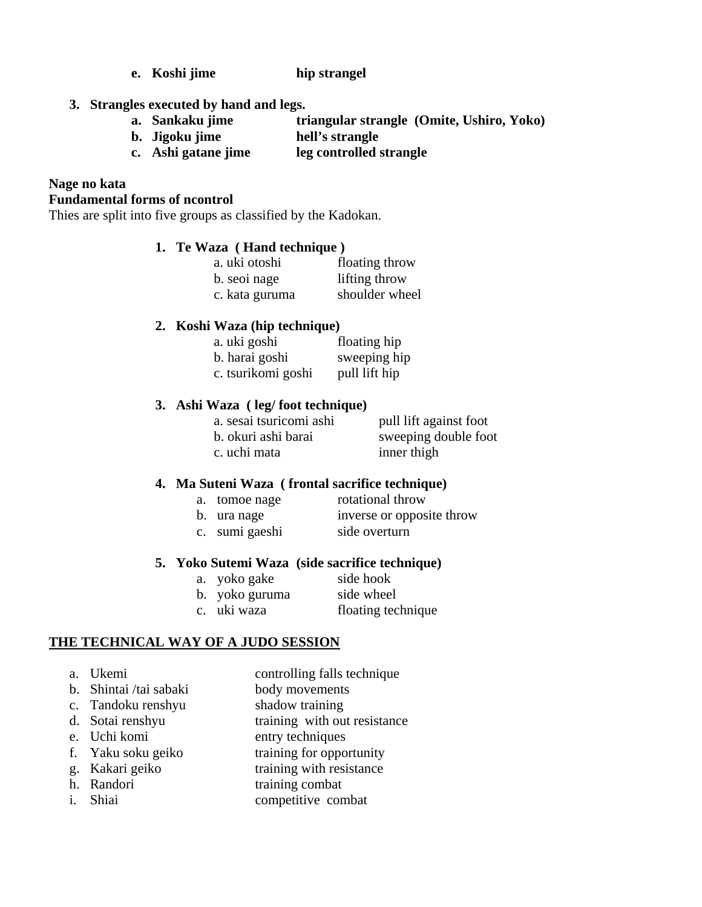e. **Koshi jime** **hip strangel**

3. **Strangles executed by hand and legs.**
   a. **Sankaku jime** **triangular strangle (Omite, Ushiro, Yoko)**
   b. **Jigoku jime** **hell's strangle**
   c. **Ashi gatane jime** **leg controlled strangle**

**Nage no kata**
**Fundamental forms of ncontrol**
Thies are split into five groups as classified by the Kadokan.

1. **Te Waza ( Hand technique )**
   a. uki otoshi floating throw
   b. seoi nage lifting throw
   c. kata guruma shoulder wheel

2. **Koshi Waza (hip technique)**
   a. uki goshi floating hip
   b. harai goshi sweeping hip
   c. tsurikomi goshi pull lift hip

3. **Ashi Waza ( leg/ foot technique)**
   a. sesai tsuricomi ashi pull lift against foot
   b. okuri ashi barai sweeping double foot
   c. uchi mata inner thigh

4. **Ma Suteni Waza ( frontal sacrifice technique)**
   a. tomoe nage rotational throw
   b. ura nage inverse or opposite throw
   c. sumi gaeshi side overturn

5. **Yoko Sutemi Waza (side sacrifice technique)**
   a. yoko gake side hook
   b. yoko guruma side wheel
   c. uki waza floating technique

**<u>THE TECHNICAL WAY OF A JUDO SESSION</u>**

a. Ukemi controlling falls technique
b. Shintai /tai sabaki body movements
c. Tandoku renshyu shadow training
d. Sotai renshyu training with out resistance
e. Uchi komi entry techniques
f. Yaku soku geiko training for opportunity
g. Kakari geiko training with resistance
h. Randori training combat
i. Shiai competitive combat